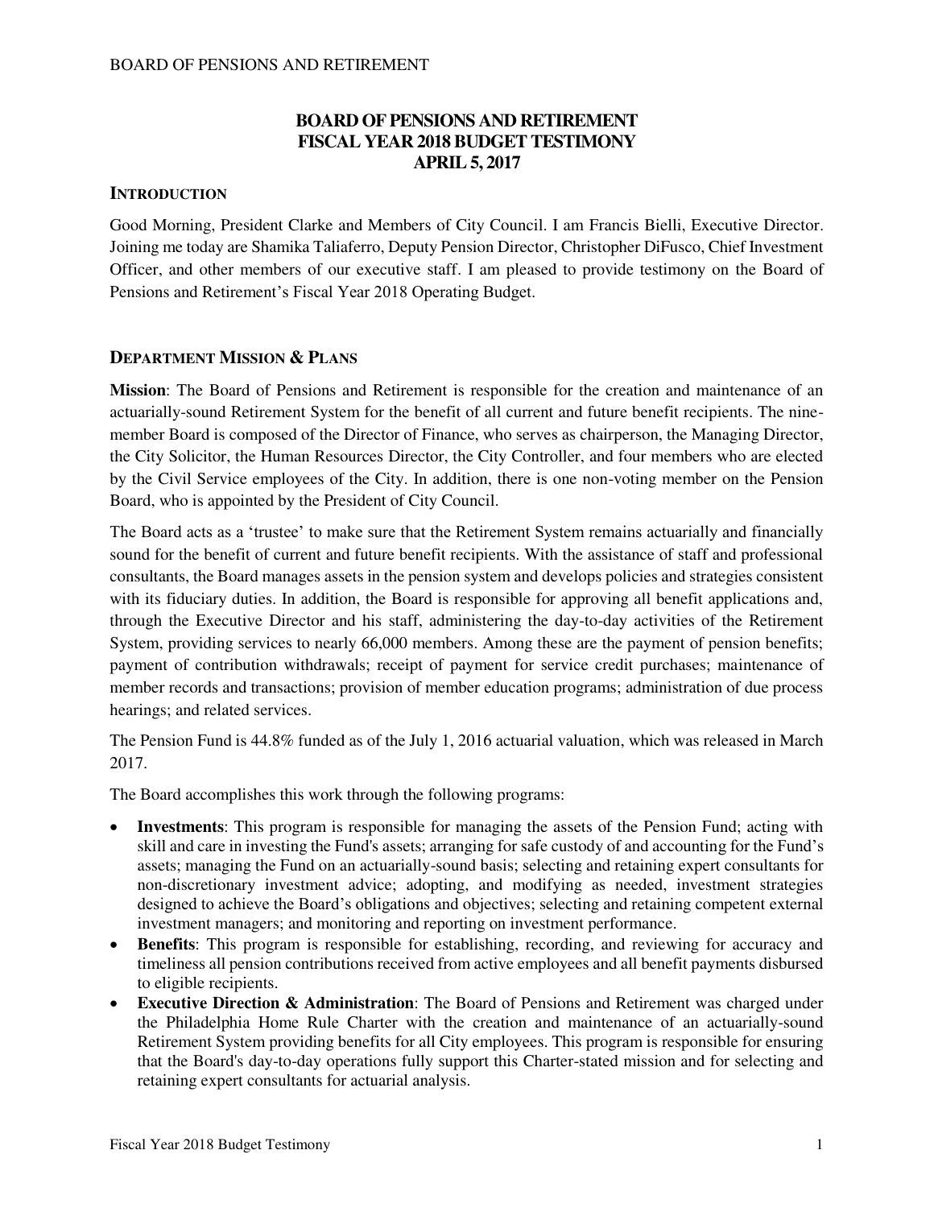# BOARD OF PENSIONS AND RETIREMENT
# FISCAL YEAR 2018 BUDGET TESTIMONY
# APRIL 5, 2017

## INTRODUCTION

Good Morning, President Clarke and Members of City Council. I am Francis Bielli, Executive Director. Joining me today are Shamika Taliaferro, Deputy Pension Director, Christopher DiFusco, Chief Investment Officer, and other members of our executive staff. I am pleased to provide testimony on the Board of Pensions and Retirement's Fiscal Year 2018 Operating Budget.

## DEPARTMENT MISSION & PLANS

**Mission**: The Board of Pensions and Retirement is responsible for the creation and maintenance of an actuarially-sound Retirement System for the benefit of all current and future benefit recipients. The nine-member Board is composed of the Director of Finance, who serves as chairperson, the Managing Director, the City Solicitor, the Human Resources Director, the City Controller, and four members who are elected by the Civil Service employees of the City. In addition, there is one non-voting member on the Pension Board, who is appointed by the President of City Council.

The Board acts as a 'trustee' to make sure that the Retirement System remains actuarially and financially sound for the benefit of current and future benefit recipients. With the assistance of staff and professional consultants, the Board manages assets in the pension system and develops policies and strategies consistent with its fiduciary duties. In addition, the Board is responsible for approving all benefit applications and, through the Executive Director and his staff, administering the day-to-day activities of the Retirement System, providing services to nearly 66,000 members. Among these are the payment of pension benefits; payment of contribution withdrawals; receipt of payment for service credit purchases; maintenance of member records and transactions; provision of member education programs; administration of due process hearings; and related services.

The Pension Fund is 44.8% funded as of the July 1, 2016 actuarial valuation, which was released in March 2017.

The Board accomplishes this work through the following programs:

- **Investments**: This program is responsible for managing the assets of the Pension Fund; acting with skill and care in investing the Fund's assets; arranging for safe custody of and accounting for the Fund's assets; managing the Fund on an actuarially-sound basis; selecting and retaining expert consultants for non-discretionary investment advice; adopting, and modifying as needed, investment strategies designed to achieve the Board's obligations and objectives; selecting and retaining competent external investment managers; and monitoring and reporting on investment performance.
- **Benefits**: This program is responsible for establishing, recording, and reviewing for accuracy and timeliness all pension contributions received from active employees and all benefit payments disbursed to eligible recipients.
- **Executive Direction & Administration**: The Board of Pensions and Retirement was charged under the Philadelphia Home Rule Charter with the creation and maintenance of an actuarially-sound Retirement System providing benefits for all City employees. This program is responsible for ensuring that the Board's day-to-day operations fully support this Charter-stated mission and for selecting and retaining expert consultants for actuarial analysis.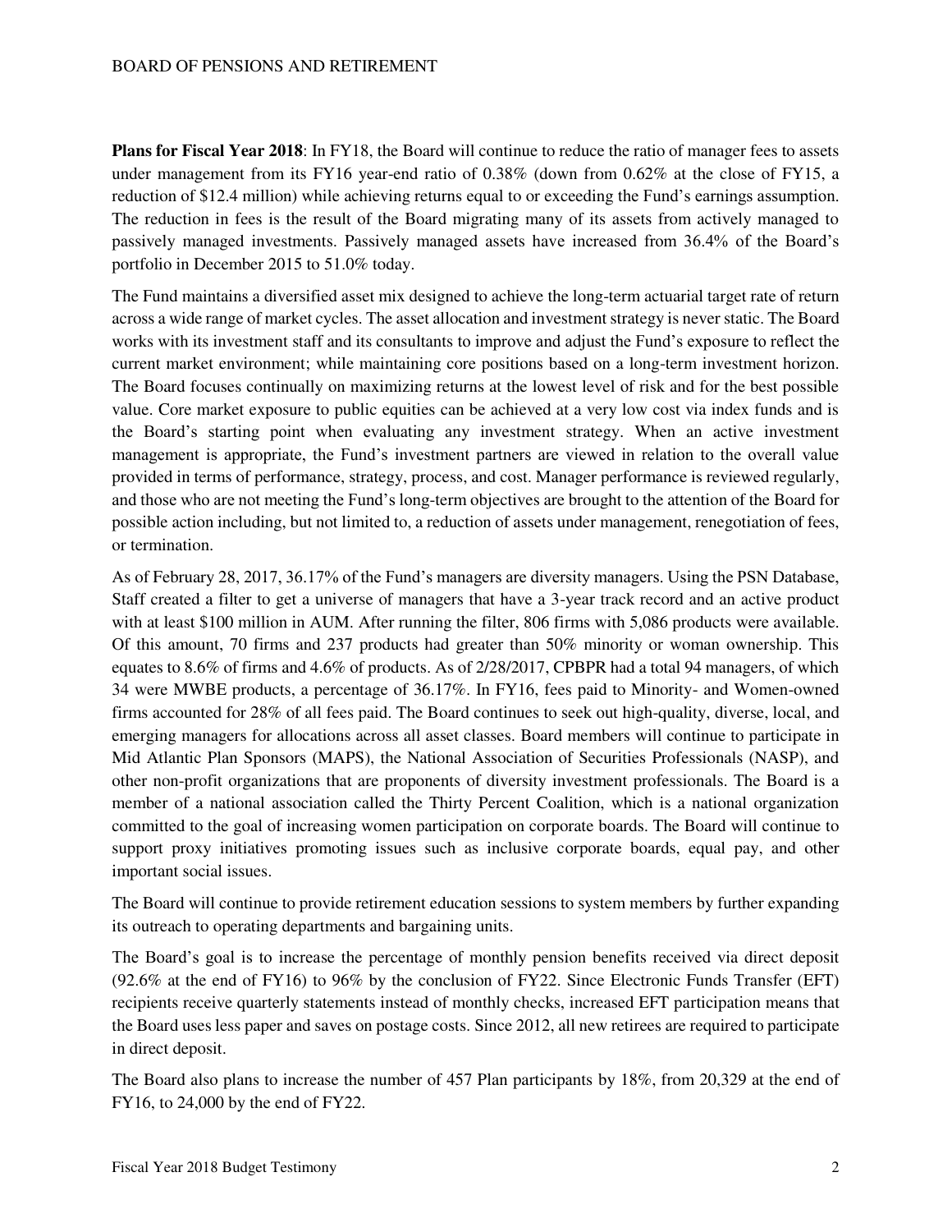**Plans for Fiscal Year 2018**: In FY18, the Board will continue to reduce the ratio of manager fees to assets under management from its FY16 year-end ratio of 0.38% (down from 0.62% at the close of FY15, a reduction of $12.4 million) while achieving returns equal to or exceeding the Fund's earnings assumption. The reduction in fees is the result of the Board migrating many of its assets from actively managed to passively managed investments. Passively managed assets have increased from 36.4% of the Board's portfolio in December 2015 to 51.0% today.

The Fund maintains a diversified asset mix designed to achieve the long-term actuarial target rate of return across a wide range of market cycles. The asset allocation and investment strategy is never static. The Board works with its investment staff and its consultants to improve and adjust the Fund's exposure to reflect the current market environment; while maintaining core positions based on a long-term investment horizon. The Board focuses continually on maximizing returns at the lowest level of risk and for the best possible value. Core market exposure to public equities can be achieved at a very low cost via index funds and is the Board's starting point when evaluating any investment strategy. When an active investment management is appropriate, the Fund's investment partners are viewed in relation to the overall value provided in terms of performance, strategy, process, and cost. Manager performance is reviewed regularly, and those who are not meeting the Fund's long-term objectives are brought to the attention of the Board for possible action including, but not limited to, a reduction of assets under management, renegotiation of fees, or termination.

As of February 28, 2017, 36.17% of the Fund's managers are diversity managers. Using the PSN Database, Staff created a filter to get a universe of managers that have a 3-year track record and an active product with at least $100 million in AUM. After running the filter, 806 firms with 5,086 products were available. Of this amount, 70 firms and 237 products had greater than 50% minority or woman ownership. This equates to 8.6% of firms and 4.6% of products. As of 2/28/2017, CPBPR had a total 94 managers, of which 34 were MWBE products, a percentage of 36.17%. In FY16, fees paid to Minority- and Women-owned firms accounted for 28% of all fees paid. The Board continues to seek out high-quality, diverse, local, and emerging managers for allocations across all asset classes. Board members will continue to participate in Mid Atlantic Plan Sponsors (MAPS), the National Association of Securities Professionals (NASP), and other non-profit organizations that are proponents of diversity investment professionals. The Board is a member of a national association called the Thirty Percent Coalition, which is a national organization committed to the goal of increasing women participation on corporate boards. The Board will continue to support proxy initiatives promoting issues such as inclusive corporate boards, equal pay, and other important social issues.

The Board will continue to provide retirement education sessions to system members by further expanding its outreach to operating departments and bargaining units.

The Board's goal is to increase the percentage of monthly pension benefits received via direct deposit (92.6% at the end of FY16) to 96% by the conclusion of FY22. Since Electronic Funds Transfer (EFT) recipients receive quarterly statements instead of monthly checks, increased EFT participation means that the Board uses less paper and saves on postage costs. Since 2012, all new retirees are required to participate in direct deposit.

The Board also plans to increase the number of 457 Plan participants by 18%, from 20,329 at the end of FY16, to 24,000 by the end of FY22.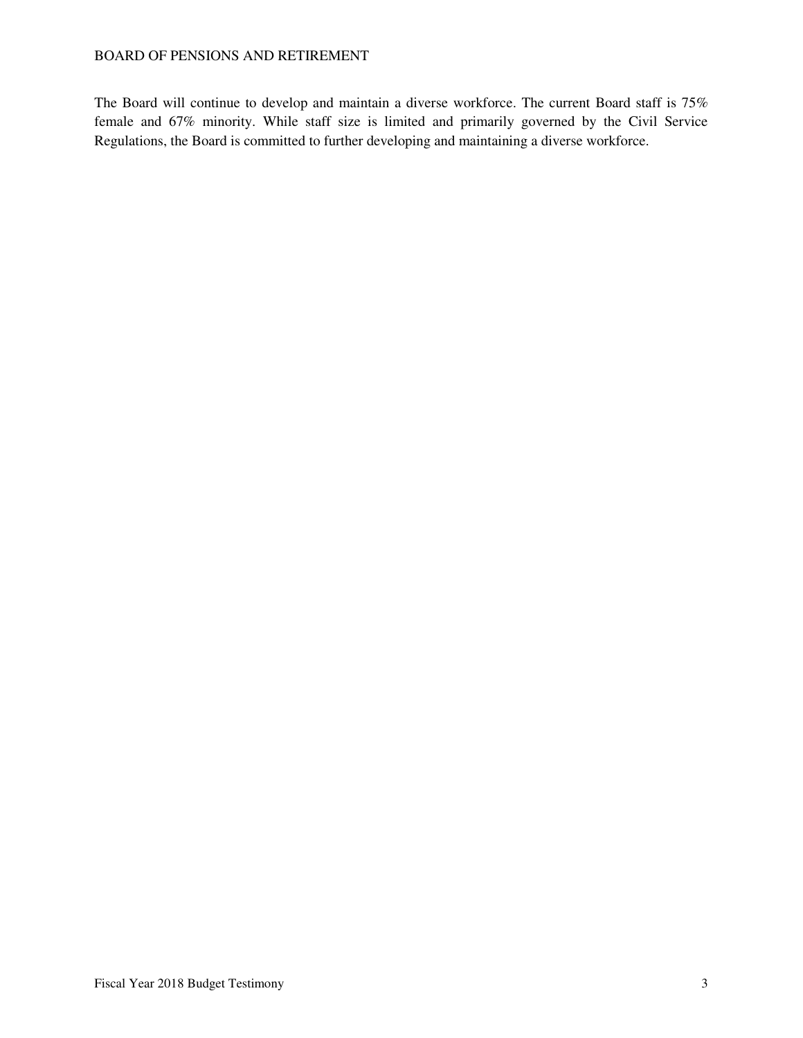The Board will continue to develop and maintain a diverse workforce. The current Board staff is 75% female and 67% minority. While staff size is limited and primarily governed by the Civil Service Regulations, the Board is committed to further developing and maintaining a diverse workforce.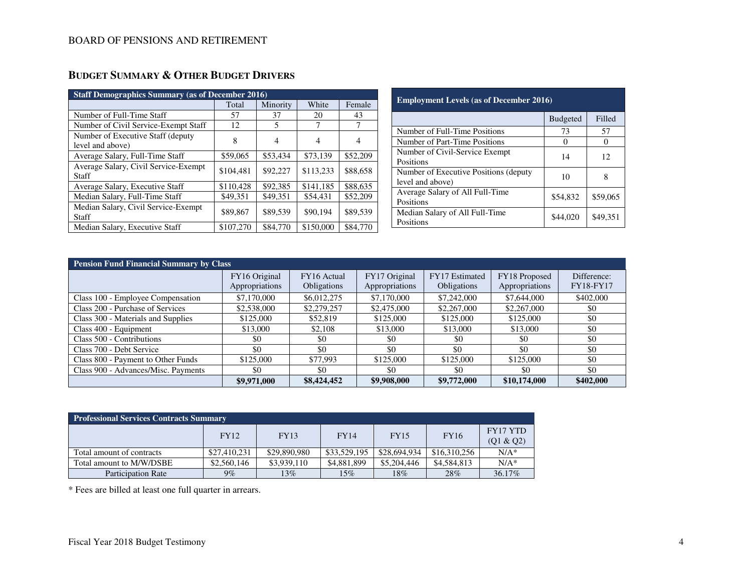## BUDGET SUMMARY & OTHER BUDGET DRIVERS

| Staff Demographics Summary (as of December 2016) | | | | |
|---|---|---|---|---|
| | Total | Minority | White | Female |
| Number of Full-Time Staff | 57 | 37 | 20 | 43 |
| Number of Civil Service-Exempt Staff | 12 | 5 | 7 | 7 |
| Number of Executive Staff (deputy level and above) | 8 | 4 | 4 | 4 |
| Average Salary, Full-Time Staff | $59,065 | $53,434 | $73,139 | $52,209 |
| Average Salary, Civil Service-Exempt Staff | $104,481 | $92,227 | $113,233 | $88,658 |
| Average Salary, Executive Staff | $110,428 | $92,385 | $141,185 | $88,635 |
| Median Salary, Full-Time Staff | $49,351 | $49,351 | $54,431 | $52,209 |
| Median Salary, Civil Service-Exempt Staff | $89,867 | $89,539 | $90,194 | $89,539 |
| Median Salary, Executive Staff | $107,270 | $84,770 | $150,000 | $84,770 |

| Employment Levels (as of December 2016) | | |
|---|---|---|
| | Budgeted | Filled |
| Number of Full-Time Positions | 73 | 57 |
| Number of Part-Time Positions | 0 | 0 |
| Number of Civil-Service Exempt Positions | 14 | 12 |
| Number of Executive Positions (deputy level and above) | 10 | 8 |
| Average Salary of All Full-Time Positions | $54,832 | $59,065 |
| Median Salary of All Full-Time Positions | $44,020 | $49,351 |

| Pension Fund Financial Summary by Class | | | | | | |
|---|---|---|---|---|---|---|
| | FY16 Original Appropriations | FY16 Actual Obligations | FY17 Original Appropriations | FY17 Estimated Obligations | FY18 Proposed Appropriations | Difference: FY18-FY17 |
| Class 100 - Employee Compensation | $7,170,000 | $6,012,275 | $7,170,000 | $7,242,000 | $7,644,000 | $402,000 |
| Class 200 - Purchase of Services | $2,538,000 | $2,279,257 | $2,475,000 | $2,267,000 | $2,267,000 | $0 |
| Class 300 - Materials and Supplies | $125,000 | $52,819 | $125,000 | $125,000 | $125,000 | $0 |
| Class 400 - Equipment | $13,000 | $2,108 | $13,000 | $13,000 | $13,000 | $0 |
| Class 500 - Contributions | $0 | $0 | $0 | $0 | $0 | $0 |
| Class 700 - Debt Service | $0 | $0 | $0 | $0 | $0 | $0 |
| Class 800 - Payment to Other Funds | $125,000 | $77,993 | $125,000 | $125,000 | $125,000 | $0 |
| Class 900 - Advances/Misc. Payments | $0 | $0 | $0 | $0 | $0 | $0 |
| | **$9,971,000** | **$8,424,452** | **$9,908,000** | **$9,772,000** | **$10,174,000** | **$402,000** |

| Professional Services Contracts Summary | | | | | | |
|---|---|---|---|---|---|---|
| | FY12 | FY13 | FY14 | FY15 | FY16 | FY17 YTD (Q1 & Q2) |
| Total amount of contracts | $27,410,231 | $29,890,980 | $33,529,195 | $28,694,934 | $16,310,256 | N/A* |
| Total amount to M/W/DSBE | $2,560,146 | $3,939,110 | $4,881,899 | $5,204,446 | $4,584,813 | N/A* |
| Participation Rate | 9% | 13% | 15% | 18% | 28% | 36.17% |

* Fees are billed at least one full quarter in arrears.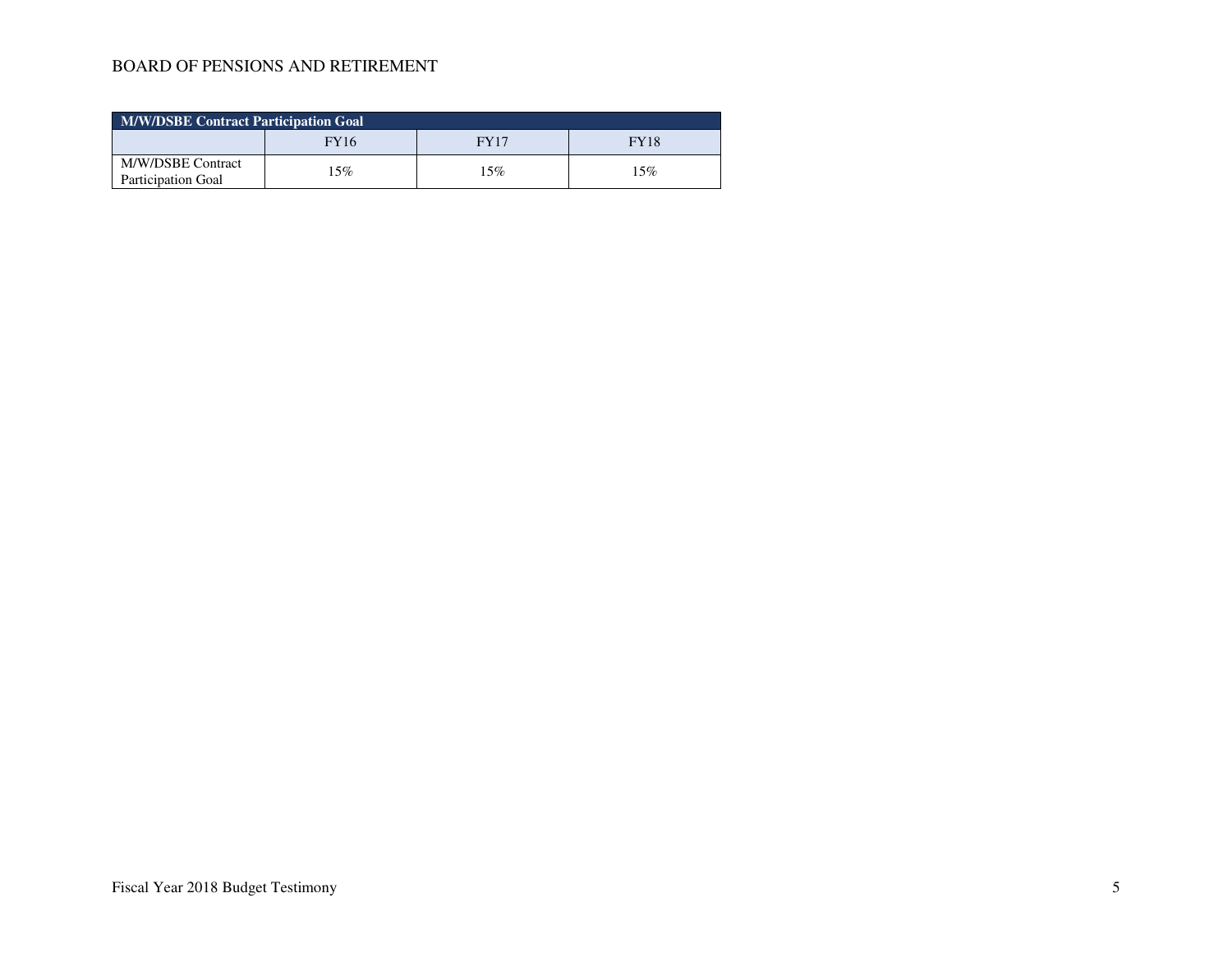BOARD OF PENSIONS AND RETIREMENT

| M/W/DSBE Contract Participation Goal | | | |
|---|---|---|---|
| | FY16 | FY17 | FY18 |
| M/W/DSBE Contract Participation Goal | 15% | 15% | 15% |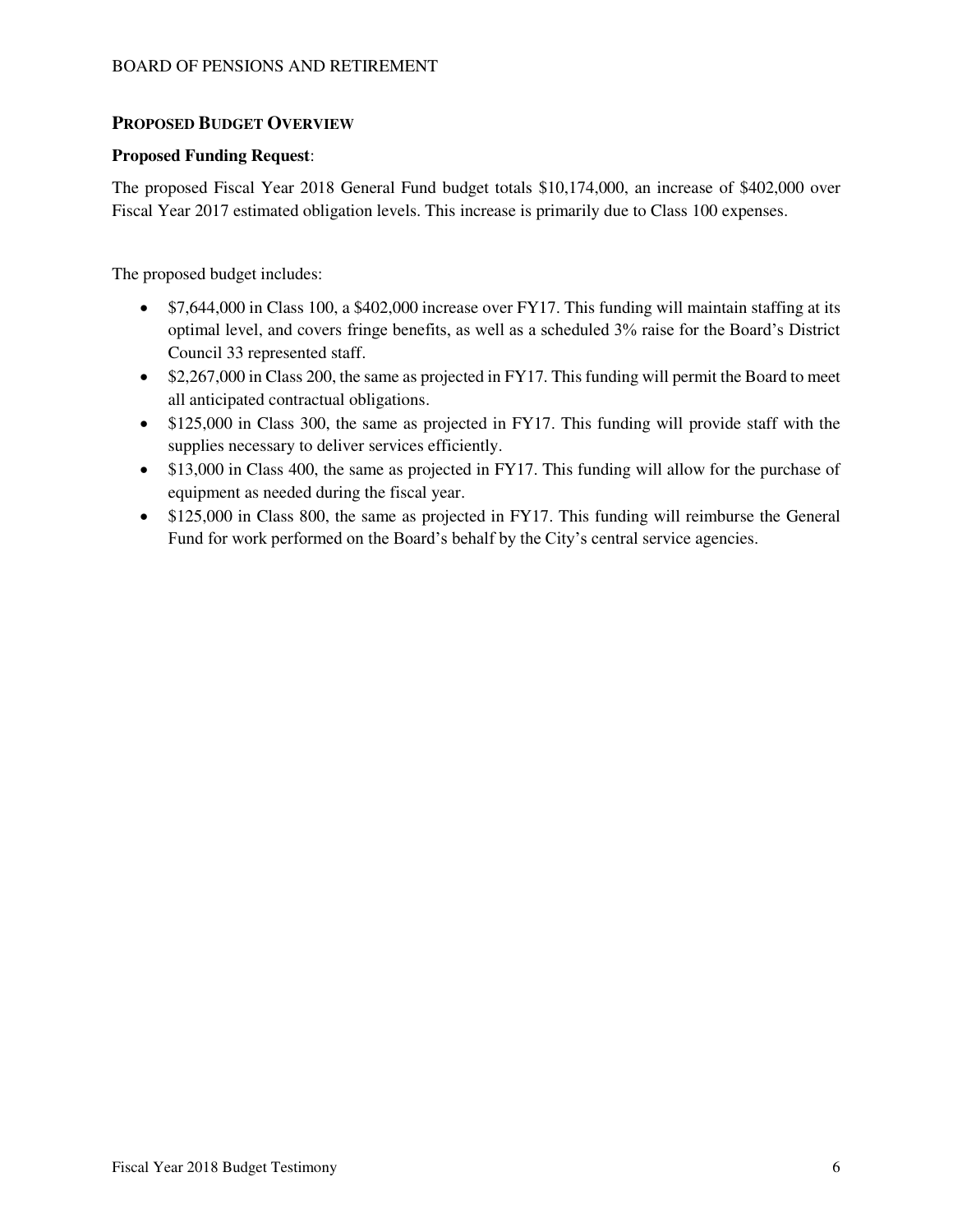## Proposed Budget Overview

**Proposed Funding Request**:

The proposed Fiscal Year 2018 General Fund budget totals $10,174,000, an increase of $402,000 over Fiscal Year 2017 estimated obligation levels. This increase is primarily due to Class 100 expenses.

The proposed budget includes:

- $7,644,000 in Class 100, a $402,000 increase over FY17. This funding will maintain staffing at its optimal level, and covers fringe benefits, as well as a scheduled 3% raise for the Board's District Council 33 represented staff.
- $2,267,000 in Class 200, the same as projected in FY17. This funding will permit the Board to meet all anticipated contractual obligations.
- $125,000 in Class 300, the same as projected in FY17. This funding will provide staff with the supplies necessary to deliver services efficiently.
- $13,000 in Class 400, the same as projected in FY17. This funding will allow for the purchase of equipment as needed during the fiscal year.
- $125,000 in Class 800, the same as projected in FY17. This funding will reimburse the General Fund for work performed on the Board's behalf by the City's central service agencies.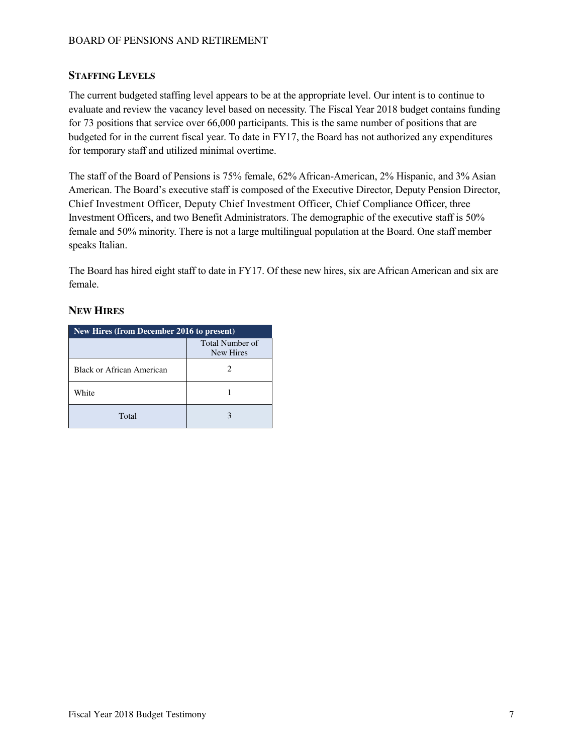## Staffing Levels

The current budgeted staffing level appears to be at the appropriate level. Our intent is to continue to evaluate and review the vacancy level based on necessity. The Fiscal Year 2018 budget contains funding for 73 positions that service over 66,000 participants. This is the same number of positions that are budgeted for in the current fiscal year. To date in FY17, the Board has not authorized any expenditures for temporary staff and utilized minimal overtime.

The staff of the Board of Pensions is 75% female, 62% African-American, 2% Hispanic, and 3% Asian American. The Board's executive staff is composed of the Executive Director, Deputy Pension Director, Chief Investment Officer, Deputy Chief Investment Officer, Chief Compliance Officer, three Investment Officers, and two Benefit Administrators. The demographic of the executive staff is 50% female and 50% minority. There is not a large multilingual population at the Board. One staff member speaks Italian.

The Board has hired eight staff to date in FY17. Of these new hires, six are African American and six are female.

## New Hires

| New Hires (from December 2016 to present) | |
|---|---|
| | Total Number of New Hires |
| Black or African American | 2 |
| White | 1 |
| Total | 3 |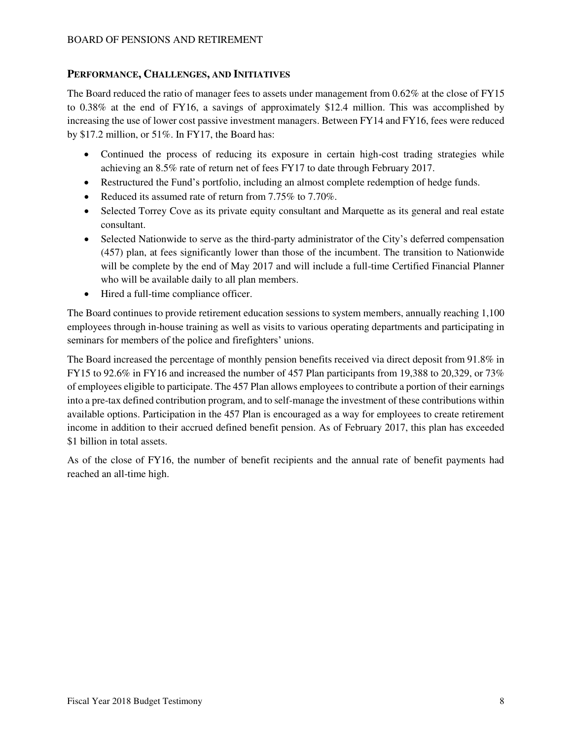## Performance, Challenges, and Initiatives

The Board reduced the ratio of manager fees to assets under management from 0.62% at the close of FY15 to 0.38% at the end of FY16, a savings of approximately $12.4 million. This was accomplished by increasing the use of lower cost passive investment managers. Between FY14 and FY16, fees were reduced by $17.2 million, or 51%. In FY17, the Board has:

- Continued the process of reducing its exposure in certain high-cost trading strategies while achieving an 8.5% rate of return net of fees FY17 to date through February 2017.
- Restructured the Fund's portfolio, including an almost complete redemption of hedge funds.
- Reduced its assumed rate of return from 7.75% to 7.70%.
- Selected Torrey Cove as its private equity consultant and Marquette as its general and real estate consultant.
- Selected Nationwide to serve as the third-party administrator of the City's deferred compensation (457) plan, at fees significantly lower than those of the incumbent. The transition to Nationwide will be complete by the end of May 2017 and will include a full-time Certified Financial Planner who will be available daily to all plan members.
- Hired a full-time compliance officer.

The Board continues to provide retirement education sessions to system members, annually reaching 1,100 employees through in-house training as well as visits to various operating departments and participating in seminars for members of the police and firefighters' unions.

The Board increased the percentage of monthly pension benefits received via direct deposit from 91.8% in FY15 to 92.6% in FY16 and increased the number of 457 Plan participants from 19,388 to 20,329, or 73% of employees eligible to participate. The 457 Plan allows employees to contribute a portion of their earnings into a pre-tax defined contribution program, and to self-manage the investment of these contributions within available options. Participation in the 457 Plan is encouraged as a way for employees to create retirement income in addition to their accrued defined benefit pension. As of February 2017, this plan has exceeded $1 billion in total assets.

As of the close of FY16, the number of benefit recipients and the annual rate of benefit payments had reached an all-time high.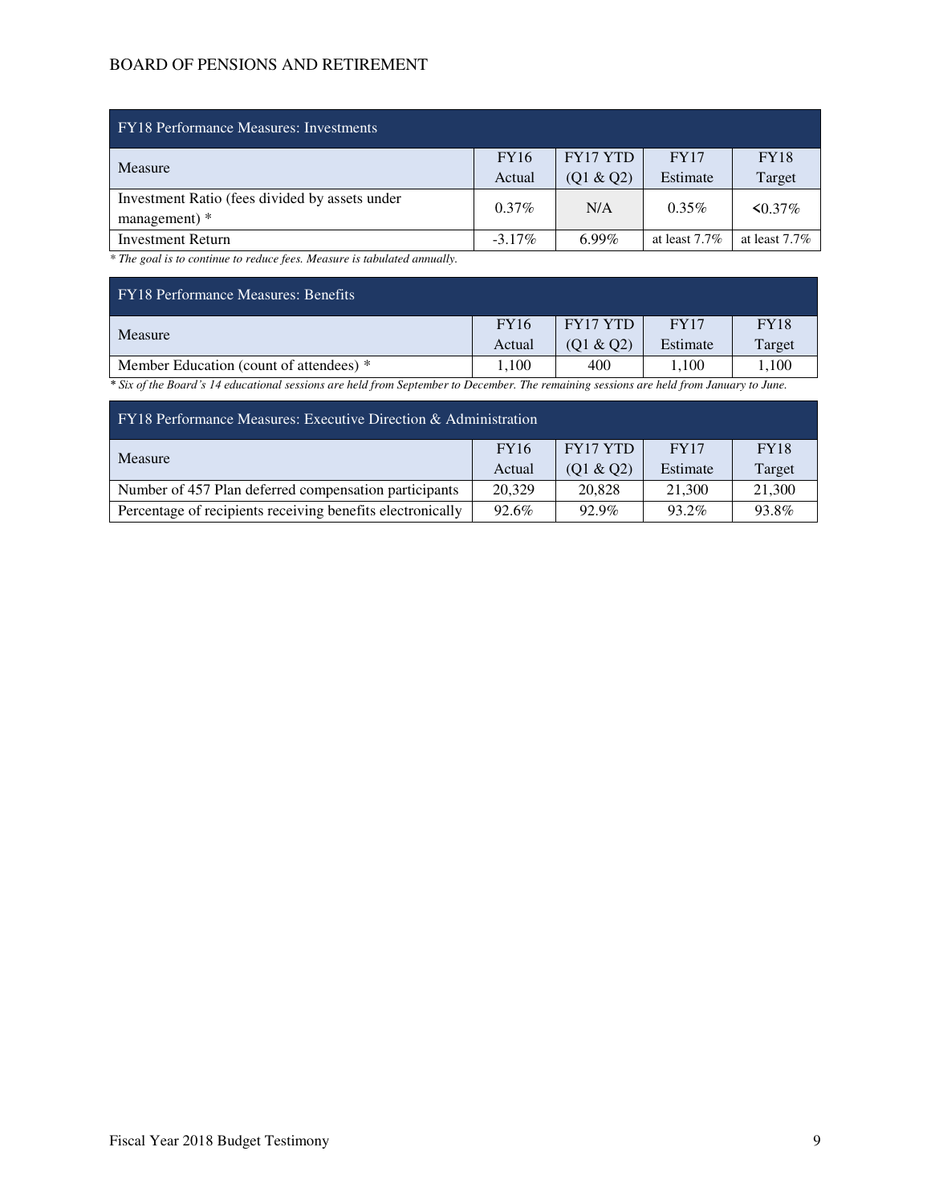| FY18 Performance Measures: Investments | | | | |
|---|---|---|---|---|
| Measure | FY16 Actual | FY17 YTD (Q1 & Q2) | FY17 Estimate | FY18 Target |
| Investment Ratio (fees divided by assets under management) * | 0.37% | N/A | 0.35% | <0.37% |
| Investment Return | -3.17% | 6.99% | at least 7.7% | at least 7.7% |

*\* The goal is to continue to reduce fees. Measure is tabulated annually.*

| FY18 Performance Measures: Benefits | | | | |
|---|---|---|---|---|
| Measure | FY16 Actual | FY17 YTD (Q1 & Q2) | FY17 Estimate | FY18 Target |
| Member Education (count of attendees) * | 1,100 | 400 | 1,100 | 1,100 |

*\* Six of the Board's 14 educational sessions are held from September to December. The remaining sessions are held from January to June.*

| FY18 Performance Measures: Executive Direction & Administration | | | | |
|---|---|---|---|---|
| Measure | FY16 Actual | FY17 YTD (Q1 & Q2) | FY17 Estimate | FY18 Target |
| Number of 457 Plan deferred compensation participants | 20,329 | 20,828 | 21,300 | 21,300 |
| Percentage of recipients receiving benefits electronically | 92.6% | 92.9% | 93.2% | 93.8% |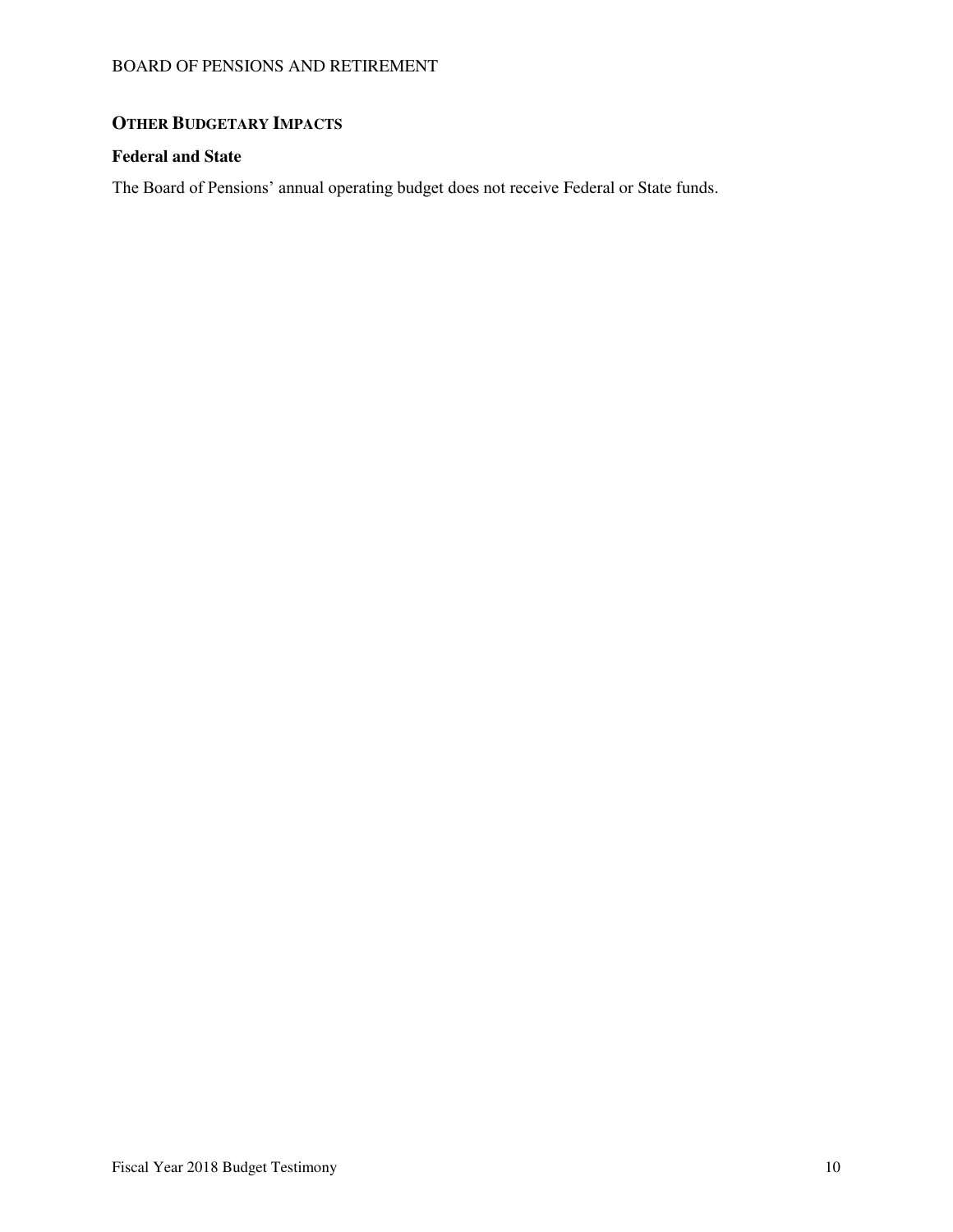## OTHER BUDGETARY IMPACTS

### Federal and State

The Board of Pensions' annual operating budget does not receive Federal or State funds.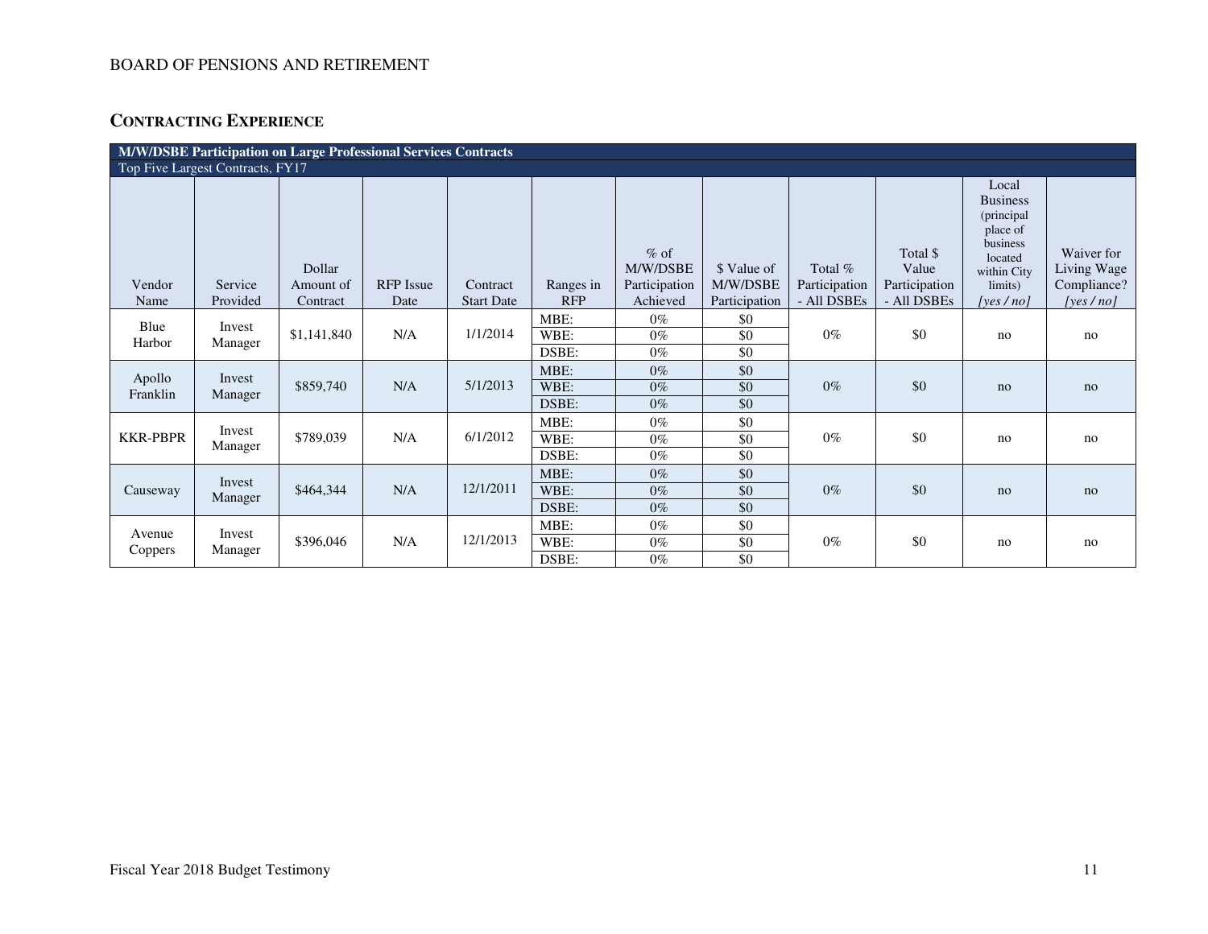BOARD OF PENSIONS AND RETIREMENT

## CONTRACTING EXPERIENCE

| M/W/DSBE Participation on Large Professional Services Contracts | | | | | | | | | | | |
|---|---|---|---|---|---|---|---|---|---|---|---|
| Top Five Largest Contracts, FY17 | | | | | | | | | | | |
| Vendor Name | Service Provided | Dollar Amount of Contract | RFP Issue Date | Contract Start Date | Ranges in RFP | % of M/W/DSBE Participation Achieved | $ Value of M/W/DSBE Participation | Total % Participation - All DSBEs | Total $ Value Participation - All DSBEs | Local Business (principal place of business located within City limits) [yes / no] | Waiver for Living Wage Compliance? [yes / no] |
| Blue Harbor | Invest Manager | $1,141,840 | N/A | 1/1/2014 | MBE: | 0% | $0 | 0% | $0 | no | no |
| | | | | | WBE: | 0% | $0 | | | | |
| | | | | | DSBE: | 0% | $0 | | | | |
| Apollo Franklin | Invest Manager | $859,740 | N/A | 5/1/2013 | MBE: | 0% | $0 | 0% | $0 | no | no |
| | | | | | WBE: | 0% | $0 | | | | |
| | | | | | DSBE: | 0% | $0 | | | | |
| KKR-PBPR | Invest Manager | $789,039 | N/A | 6/1/2012 | MBE: | 0% | $0 | 0% | $0 | no | no |
| | | | | | WBE: | 0% | $0 | | | | |
| | | | | | DSBE: | 0% | $0 | | | | |
| Causeway | Invest Manager | $464,344 | N/A | 12/1/2011 | MBE: | 0% | $0 | 0% | $0 | no | no |
| | | | | | WBE: | 0% | $0 | | | | |
| | | | | | DSBE: | 0% | $0 | | | | |
| Avenue Coppers | Invest Manager | $396,046 | N/A | 12/1/2013 | MBE: | 0% | $0 | 0% | $0 | no | no |
| | | | | | WBE: | 0% | $0 | | | | |
| | | | | | DSBE: | 0% | $0 | | | | |

Fiscal Year 2018 Budget Testimony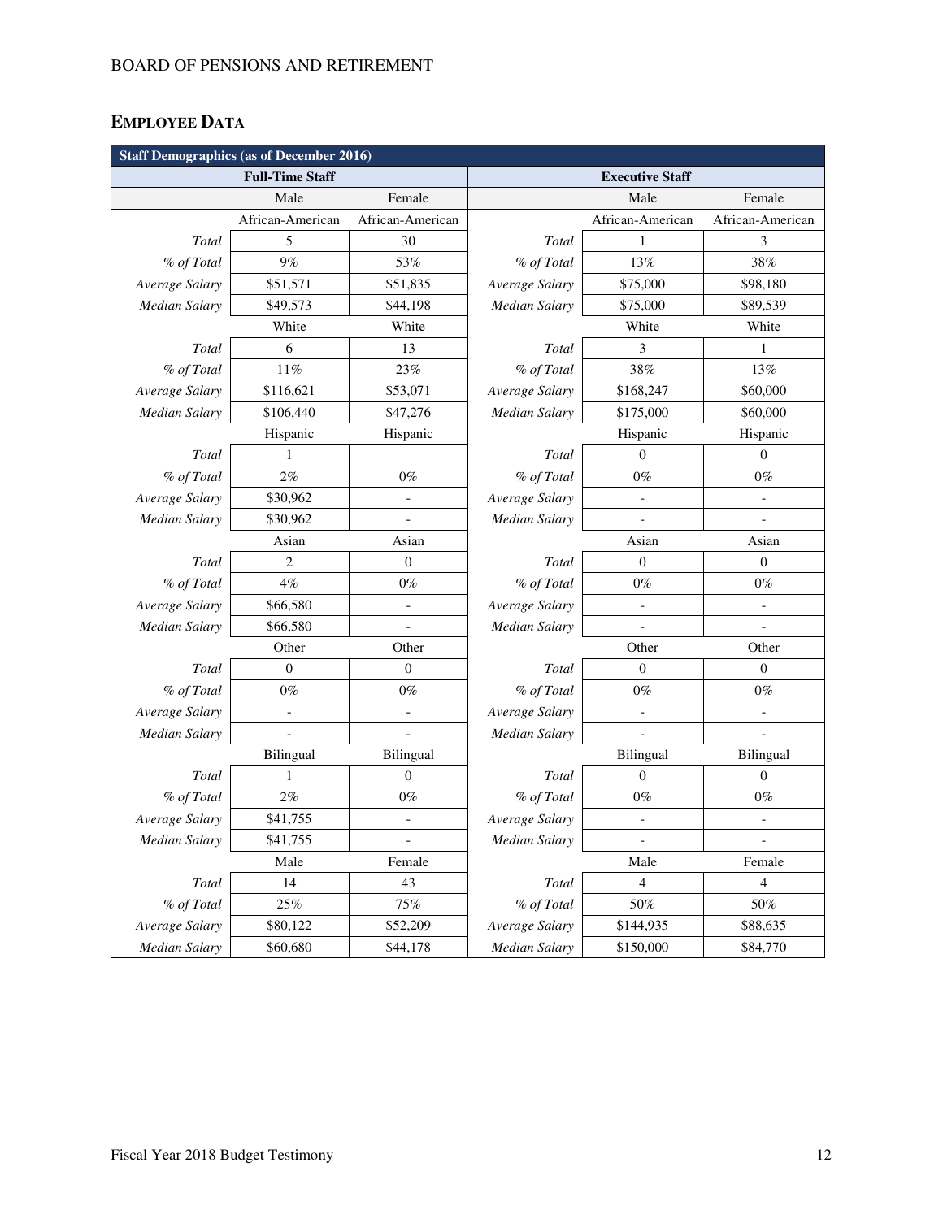## EMPLOYEE DATA

| Staff Demographics (as of December 2016) | | | | | |
|---|---|---|---|---|---|
| Full-Time Staff | | | Executive Staff | | |
| | Male | Female | | Male | Female |
| | African-American | African-American | | African-American | African-American |
| *Total* | 5 | 30 | *Total* | 1 | 3 |
| *% of Total* | 9% | 53% | *% of Total* | 13% | 38% |
| *Average Salary* | $51,571 | $51,835 | *Average Salary* | $75,000 | $98,180 |
| *Median Salary* | $49,573 | $44,198 | *Median Salary* | $75,000 | $89,539 |
| | White | White | | White | White |
| *Total* | 6 | 13 | *Total* | 3 | 1 |
| *% of Total* | 11% | 23% | *% of Total* | 38% | 13% |
| *Average Salary* | $116,621 | $53,071 | *Average Salary* | $168,247 | $60,000 |
| *Median Salary* | $106,440 | $47,276 | *Median Salary* | $175,000 | $60,000 |
| | Hispanic | Hispanic | | Hispanic | Hispanic |
| *Total* | 1 | | *Total* | 0 | 0 |
| *% of Total* | 2% | 0% | *% of Total* | 0% | 0% |
| *Average Salary* | $30,962 | - | *Average Salary* | - | - |
| *Median Salary* | $30,962 | - | *Median Salary* | - | - |
| | Asian | Asian | | Asian | Asian |
| *Total* | 2 | 0 | *Total* | 0 | 0 |
| *% of Total* | 4% | 0% | *% of Total* | 0% | 0% |
| *Average Salary* | $66,580 | - | *Average Salary* | - | - |
| *Median Salary* | $66,580 | - | *Median Salary* | - | - |
| | Other | Other | | Other | Other |
| *Total* | 0 | 0 | *Total* | 0 | 0 |
| *% of Total* | 0% | 0% | *% of Total* | 0% | 0% |
| *Average Salary* | - | - | *Average Salary* | - | - |
| *Median Salary* | - | - | *Median Salary* | - | - |
| | Bilingual | Bilingual | | Bilingual | Bilingual |
| *Total* | 1 | 0 | *Total* | 0 | 0 |
| *% of Total* | 2% | 0% | *% of Total* | 0% | 0% |
| *Average Salary* | $41,755 | - | *Average Salary* | - | - |
| *Median Salary* | $41,755 | - | *Median Salary* | - | - |
| | Male | Female | | Male | Female |
| *Total* | 14 | 43 | *Total* | 4 | 4 |
| *% of Total* | 25% | 75% | *% of Total* | 50% | 50% |
| *Average Salary* | $80,122 | $52,209 | *Average Salary* | $144,935 | $88,635 |
| *Median Salary* | $60,680 | $44,178 | *Median Salary* | $150,000 | $84,770 |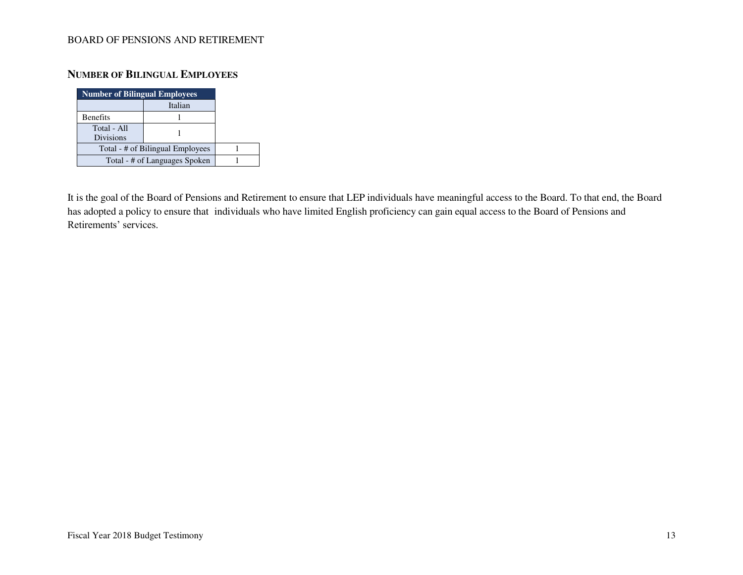BOARD OF PENSIONS AND RETIREMENT

## NUMBER OF BILINGUAL EMPLOYEES

| Number of Bilingual Employees | | |
|---|---|---|
| | Italian | |
| Benefits | 1 | |
| Total - All Divisions | 1 | |
| Total - # of Bilingual Employees | | 1 |
| Total - # of Languages Spoken | | 1 |

It is the goal of the Board of Pensions and Retirement to ensure that LEP individuals have meaningful access to the Board. To that end, the Board has adopted a policy to ensure that individuals who have limited English proficiency can gain equal access to the Board of Pensions and Retirements' services.